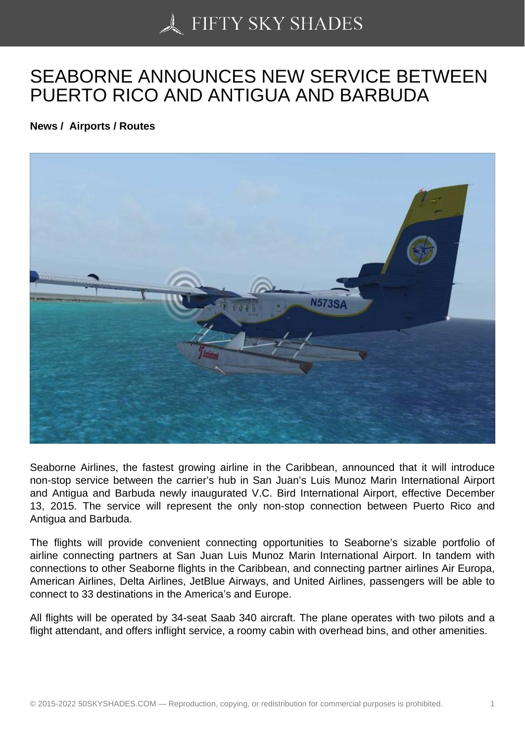# SEABORNE ANNOUNCES NEW SERVICE BETWEEN PUERTO RICO AND ANTIGUA AND BARBUDA

**News / Airports / Routes**

Seaborne Airlines, the fastest growing airline in the Caribbean, announced that it will introduce non-stop service between the carrier's hub in San Juan's Luis Munoz Marin International Airport and Antigua and Barbuda newly inaugurated V.C. Bird International Airport, effective December 13, 2015. The service will represent the only non-stop connection between Puerto Rico and Antigua and Barbuda.

The flights will provide convenient connecting opportunities to Seaborne's sizable portfolio of airline connecting partners at San Juan Luis Munoz Marin International Airport. In tandem with connections to other Seaborne flights in the Caribbean, and connecting partner airlines Air Europa, American Airlines, Delta Airlines, JetBlue Airways, and United Airlines, passengers will be able to connect to 33 destinations in the America's and Europe.

All flights will be operated by 34-seat Saab 340 aircraft. The plane operates with two pilots and a flight attendant, and offers inflight service, a roomy cabin with overhead bins, and other amenities.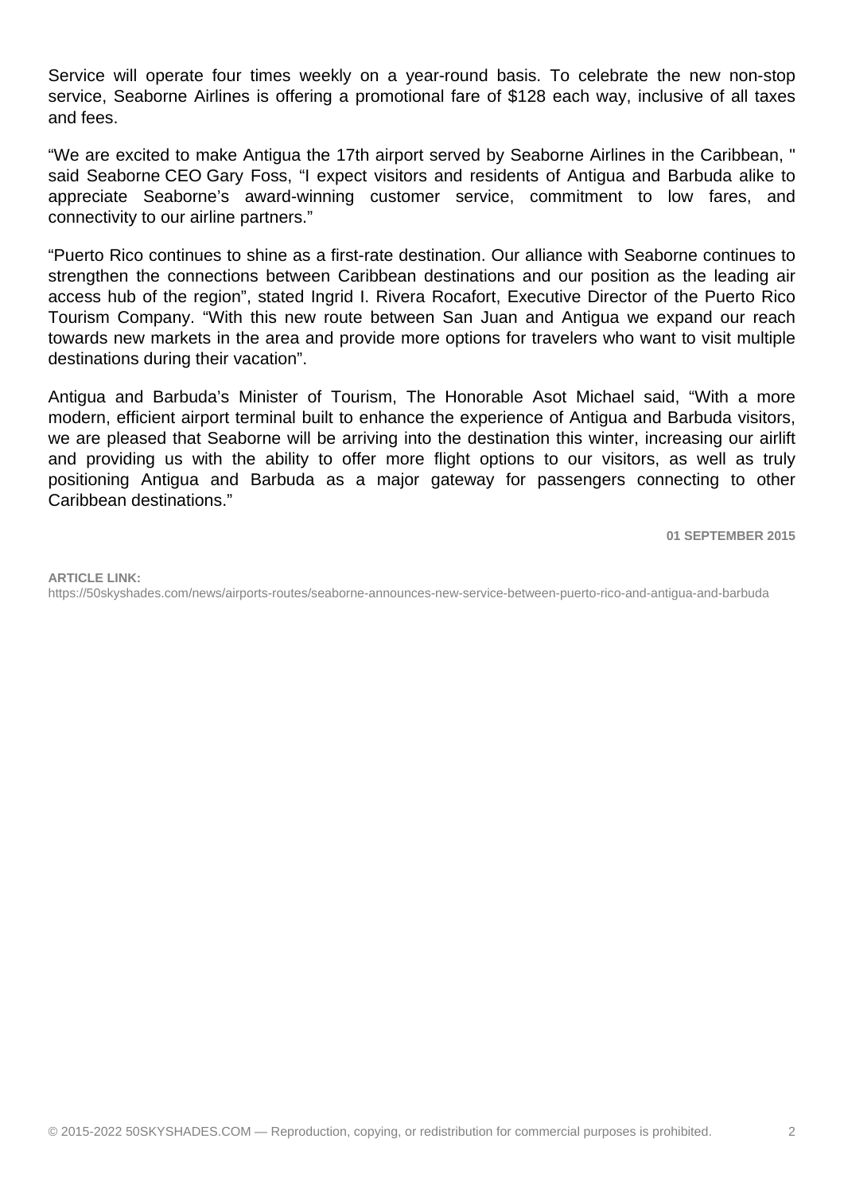Service will operate four times weekly on a year-round basis. To celebrate the new non-stop service, Seaborne Airlines is offering a promotional fare of $128 each way, inclusive of all taxes and fees.

“We are excited to make Antigua the 17th airport served by Seaborne Airlines in the Caribbean, " said Seaborne CEO Gary Foss, “I expect visitors and residents of Antigua and Barbuda alike to appreciate Seaborne’s award-winning customer service, commitment to low fares, and connectivity to our airline partners.”

“Puerto Rico continues to shine as a first-rate destination. Our alliance with Seaborne continues to strengthen the connections between Caribbean destinations and our position as the leading air access hub of the region”, stated Ingrid I. Rivera Rocafort, Executive Director of the Puerto Rico Tourism Company. “With this new route between San Juan and Antigua we expand our reach towards new markets in the area and provide more options for travelers who want to visit multiple destinations during their vacation”.

Antigua and Barbuda’s Minister of Tourism, The Honorable Asot Michael said, “With a more modern, efficient airport terminal built to enhance the experience of Antigua and Barbuda visitors, we are pleased that Seaborne will be arriving into the destination this winter, increasing our airlift and providing us with the ability to offer more flight options to our visitors, as well as truly positioning Antigua and Barbuda as a major gateway for passengers connecting to other Caribbean destinations.”

**01 SEPTEMBER 2015**

**ARTICLE LINK:**
https://50skyshades.com/news/airports-routes/seaborne-announces-new-service-between-puerto-rico-and-antigua-and-barbuda